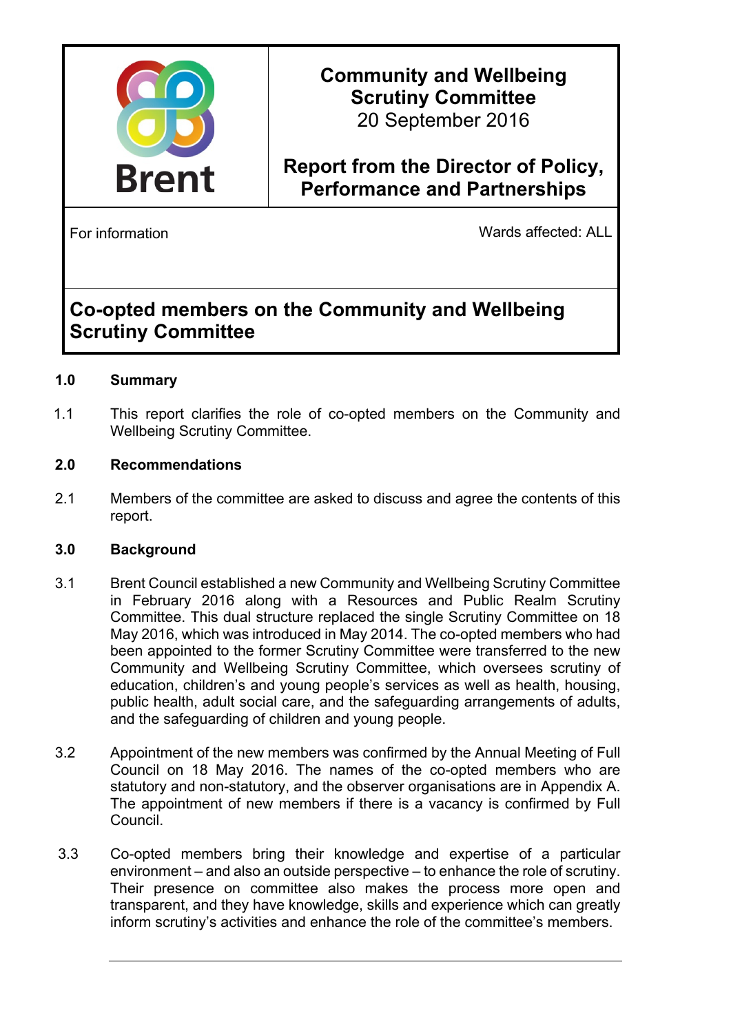Brent

**Community and Wellbeing Scrutiny Committee**
20 September 2016

**Report from the Director of Policy, Performance and Partnerships**

For information

Wards affected: ALL

# Co-opted members on the Community and Wellbeing Scrutiny Committee

## 1.0 Summary

1.1 This report clarifies the role of co-opted members on the Community and Wellbeing Scrutiny Committee.

## 2.0 Recommendations

2.1 Members of the committee are asked to discuss and agree the contents of this report.

## 3.0 Background

3.1 Brent Council established a new Community and Wellbeing Scrutiny Committee in February 2016 along with a Resources and Public Realm Scrutiny Committee. This dual structure replaced the single Scrutiny Committee on 18 May 2016, which was introduced in May 2014. The co-opted members who had been appointed to the former Scrutiny Committee were transferred to the new Community and Wellbeing Scrutiny Committee, which oversees scrutiny of education, children's and young people's services as well as health, housing, public health, adult social care, and the safeguarding arrangements of adults, and the safeguarding of children and young people.

3.2 Appointment of the new members was confirmed by the Annual Meeting of Full Council on 18 May 2016. The names of the co-opted members who are statutory and non-statutory, and the observer organisations are in Appendix A. The appointment of new members if there is a vacancy is confirmed by Full Council.

3.3 Co-opted members bring their knowledge and expertise of a particular environment – and also an outside perspective – to enhance the role of scrutiny. Their presence on committee also makes the process more open and transparent, and they have knowledge, skills and experience which can greatly inform scrutiny's activities and enhance the role of the committee's members.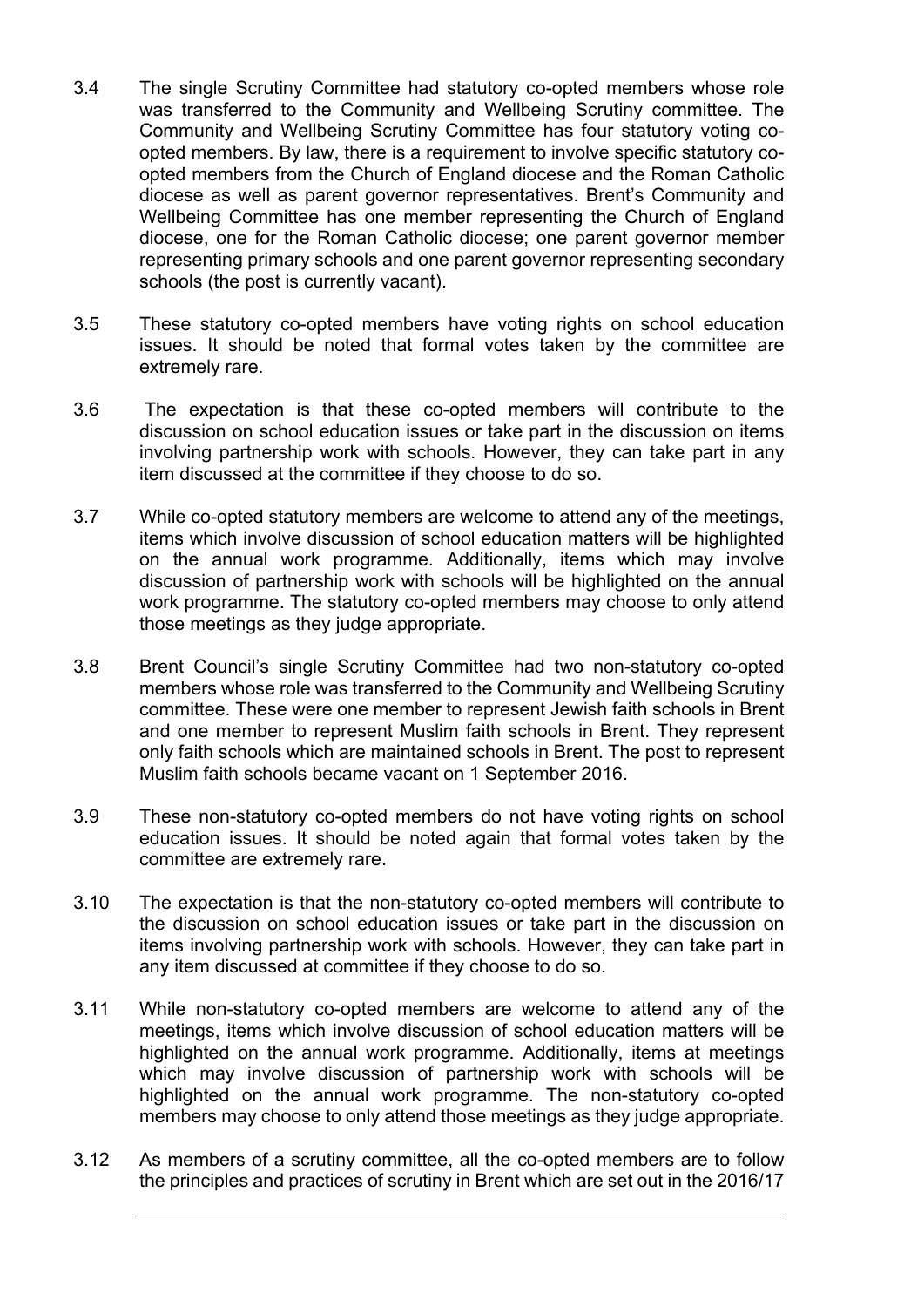3.4 The single Scrutiny Committee had statutory co-opted members whose role was transferred to the Community and Wellbeing Scrutiny committee. The Community and Wellbeing Scrutiny Committee has four statutory voting co-opted members. By law, there is a requirement to involve specific statutory co-opted members from the Church of England diocese and the Roman Catholic diocese as well as parent governor representatives. Brent's Community and Wellbeing Committee has one member representing the Church of England diocese, one for the Roman Catholic diocese; one parent governor member representing primary schools and one parent governor representing secondary schools (the post is currently vacant).

3.5 These statutory co-opted members have voting rights on school education issues. It should be noted that formal votes taken by the committee are extremely rare.

3.6 The expectation is that these co-opted members will contribute to the discussion on school education issues or take part in the discussion on items involving partnership work with schools. However, they can take part in any item discussed at the committee if they choose to do so.

3.7 While co-opted statutory members are welcome to attend any of the meetings, items which involve discussion of school education matters will be highlighted on the annual work programme. Additionally, items which may involve discussion of partnership work with schools will be highlighted on the annual work programme. The statutory co-opted members may choose to only attend those meetings as they judge appropriate.

3.8 Brent Council's single Scrutiny Committee had two non-statutory co-opted members whose role was transferred to the Community and Wellbeing Scrutiny committee. These were one member to represent Jewish faith schools in Brent and one member to represent Muslim faith schools in Brent. They represent only faith schools which are maintained schools in Brent. The post to represent Muslim faith schools became vacant on 1 September 2016.

3.9 These non-statutory co-opted members do not have voting rights on school education issues. It should be noted again that formal votes taken by the committee are extremely rare.

3.10 The expectation is that the non-statutory co-opted members will contribute to the discussion on school education issues or take part in the discussion on items involving partnership work with schools. However, they can take part in any item discussed at committee if they choose to do so.

3.11 While non-statutory co-opted members are welcome to attend any of the meetings, items which involve discussion of school education matters will be highlighted on the annual work programme. Additionally, items at meetings which may involve discussion of partnership work with schools will be highlighted on the annual work programme. The non-statutory co-opted members may choose to only attend those meetings as they judge appropriate.

3.12 As members of a scrutiny committee, all the co-opted members are to follow the principles and practices of scrutiny in Brent which are set out in the 2016/17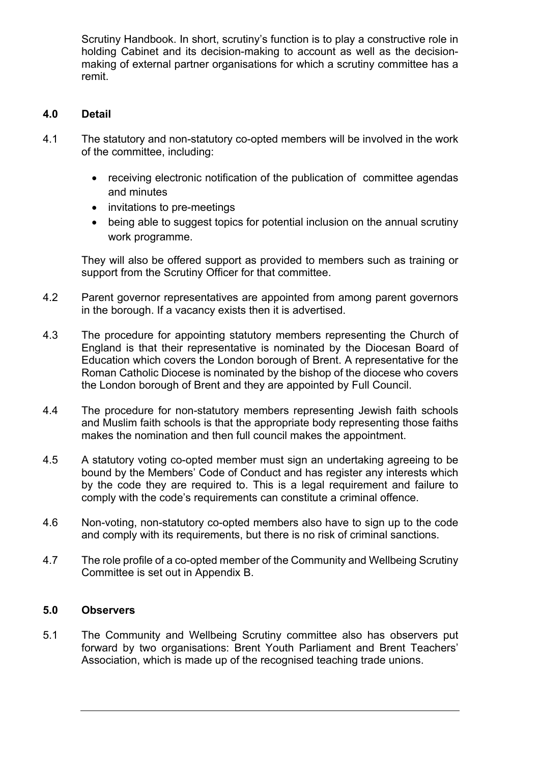Scrutiny Handbook. In short, scrutiny's function is to play a constructive role in holding Cabinet and its decision-making to account as well as the decision-making of external partner organisations for which a scrutiny committee has a remit.

## 4.0 Detail

4.1 The statutory and non-statutory co-opted members will be involved in the work of the committee, including:

- receiving electronic notification of the publication of committee agendas and minutes
- invitations to pre-meetings
- being able to suggest topics for potential inclusion on the annual scrutiny work programme.

They will also be offered support as provided to members such as training or support from the Scrutiny Officer for that committee.

4.2 Parent governor representatives are appointed from among parent governors in the borough. If a vacancy exists then it is advertised.

4.3 The procedure for appointing statutory members representing the Church of England is that their representative is nominated by the Diocesan Board of Education which covers the London borough of Brent. A representative for the Roman Catholic Diocese is nominated by the bishop of the diocese who covers the London borough of Brent and they are appointed by Full Council.

4.4 The procedure for non-statutory members representing Jewish faith schools and Muslim faith schools is that the appropriate body representing those faiths makes the nomination and then full council makes the appointment.

4.5 A statutory voting co-opted member must sign an undertaking agreeing to be bound by the Members' Code of Conduct and has register any interests which by the code they are required to. This is a legal requirement and failure to comply with the code's requirements can constitute a criminal offence.

4.6 Non-voting, non-statutory co-opted members also have to sign up to the code and comply with its requirements, but there is no risk of criminal sanctions.

4.7 The role profile of a co-opted member of the Community and Wellbeing Scrutiny Committee is set out in Appendix B.

## 5.0 Observers

5.1 The Community and Wellbeing Scrutiny committee also has observers put forward by two organisations: Brent Youth Parliament and Brent Teachers' Association, which is made up of the recognised teaching trade unions.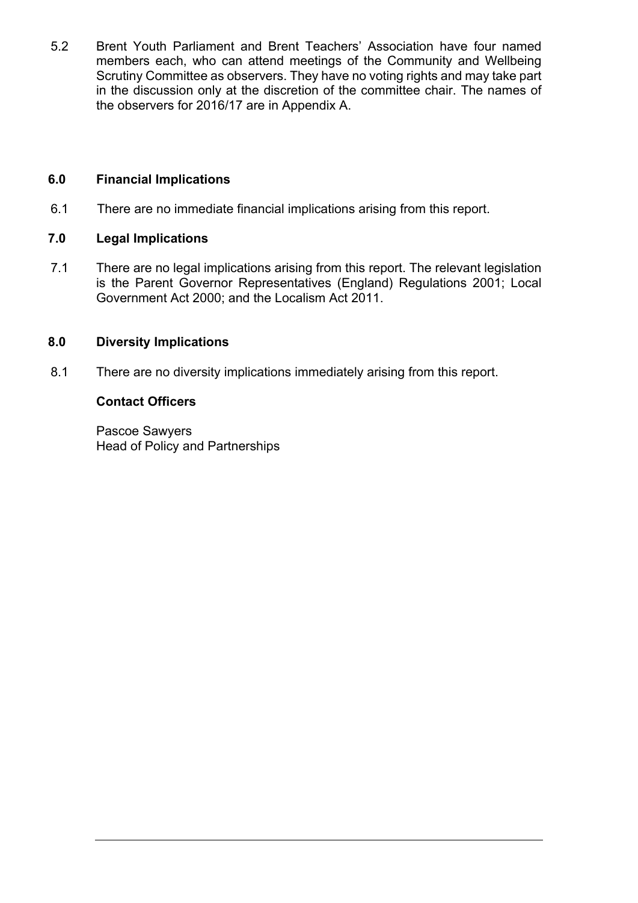5.2 Brent Youth Parliament and Brent Teachers' Association have four named members each, who can attend meetings of the Community and Wellbeing Scrutiny Committee as observers. They have no voting rights and may take part in the discussion only at the discretion of the committee chair. The names of the observers for 2016/17 are in Appendix A.

## 6.0 Financial Implications

6.1 There are no immediate financial implications arising from this report.

## 7.0 Legal Implications

7.1 There are no legal implications arising from this report. The relevant legislation is the Parent Governor Representatives (England) Regulations 2001; Local Government Act 2000; and the Localism Act 2011.

## 8.0 Diversity Implications

8.1 There are no diversity implications immediately arising from this report.

**Contact Officers**

Pascoe Sawyers
Head of Policy and Partnerships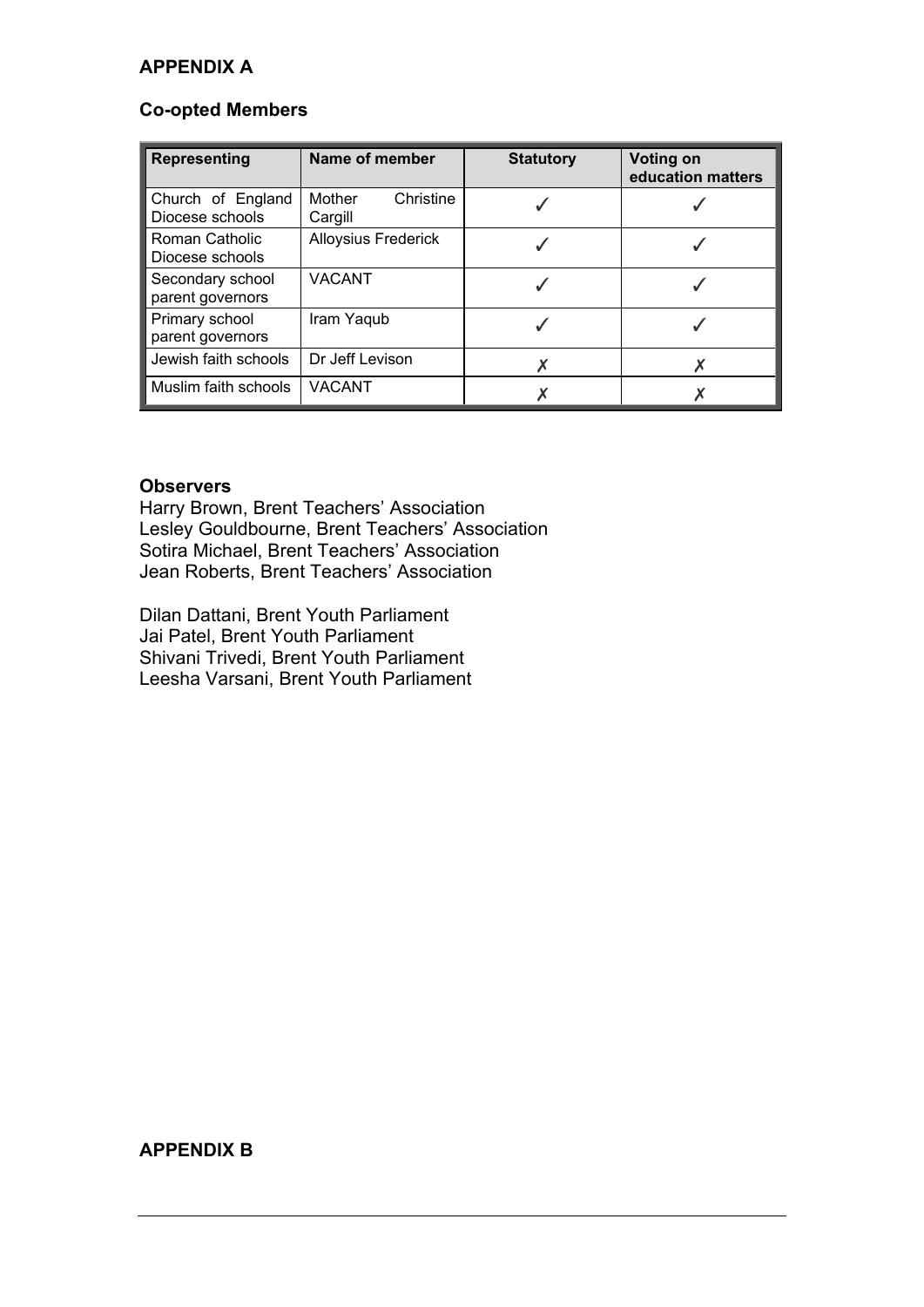**APPENDIX A**

**Co-opted Members**

| Representing | Name of member | Statutory | Voting on education matters |
|---|---|---|---|
| Church of England Diocese schools | Mother Christine Cargill | ✓ | ✓ |
| Roman Catholic Diocese schools | Alloysius Frederick | ✓ | ✓ |
| Secondary school parent governors | VACANT | ✓ | ✓ |
| Primary school parent governors | Iram Yaqub | ✓ | ✓ |
| Jewish faith schools | Dr Jeff Levison | ✗ | ✗ |
| Muslim faith schools | VACANT | ✗ | ✗ |

**Observers**

Harry Brown, Brent Teachers' Association
Lesley Gouldbourne, Brent Teachers' Association
Sotira Michael, Brent Teachers' Association
Jean Roberts, Brent Teachers' Association

Dilan Dattani, Brent Youth Parliament
Jai Patel, Brent Youth Parliament
Shivani Trivedi, Brent Youth Parliament
Leesha Varsani, Brent Youth Parliament

**APPENDIX B**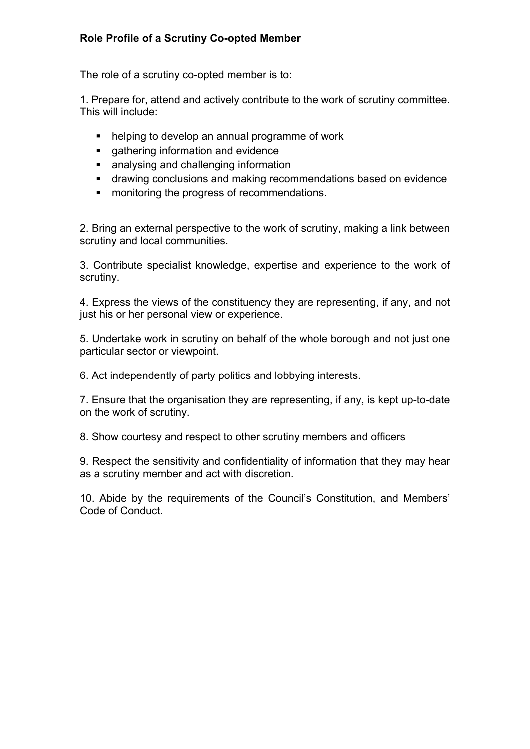**Role Profile of a Scrutiny Co-opted Member**

The role of a scrutiny co-opted member is to:

1. Prepare for, attend and actively contribute to the work of scrutiny committee. This will include:

   - helping to develop an annual programme of work
   - gathering information and evidence
   - analysing and challenging information
   - drawing conclusions and making recommendations based on evidence
   - monitoring the progress of recommendations.

2. Bring an external perspective to the work of scrutiny, making a link between scrutiny and local communities.

3. Contribute specialist knowledge, expertise and experience to the work of scrutiny.

4. Express the views of the constituency they are representing, if any, and not just his or her personal view or experience.

5. Undertake work in scrutiny on behalf of the whole borough and not just one particular sector or viewpoint.

6. Act independently of party politics and lobbying interests.

7. Ensure that the organisation they are representing, if any, is kept up-to-date on the work of scrutiny.

8. Show courtesy and respect to other scrutiny members and officers

9. Respect the sensitivity and confidentiality of information that they may hear as a scrutiny member and act with discretion.

10. Abide by the requirements of the Council's Constitution, and Members' Code of Conduct.